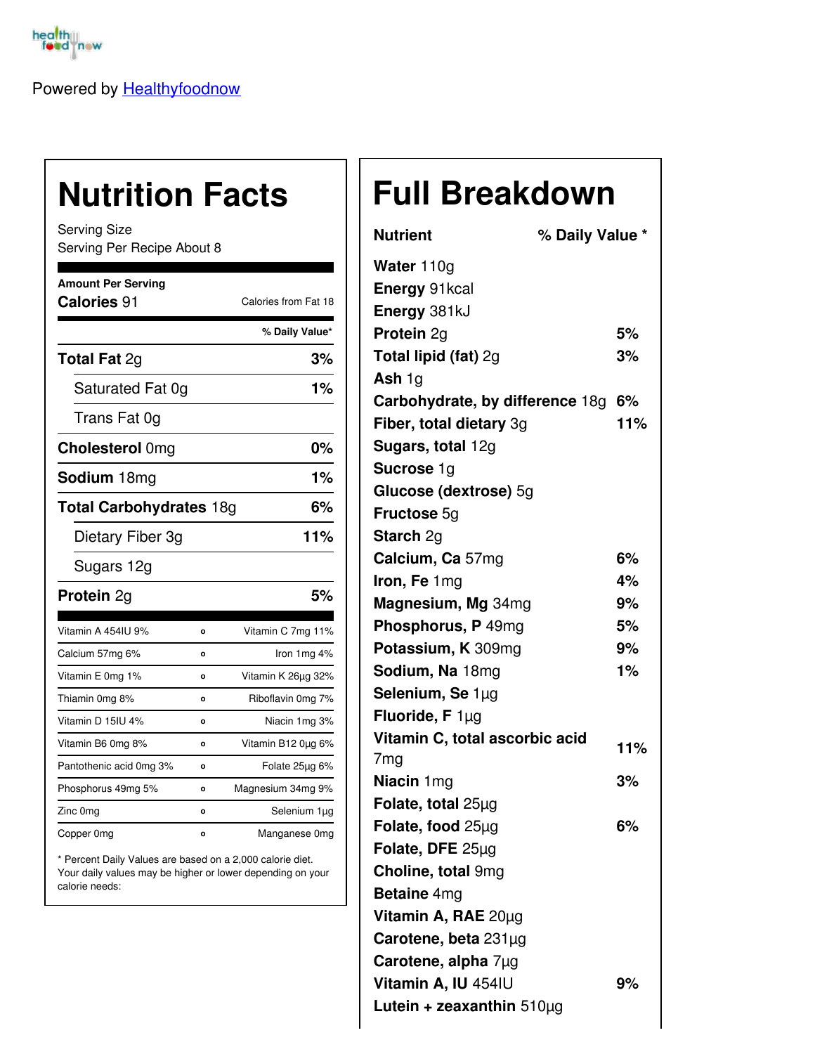Powered by Healthyfoodnow

# Nutrition Facts

Serving Size
Serving Per Recipe About 8

**Amount Per Serving**

**Calories** 91 — Calories from Fat 18

| | % Daily Value* |
|---|---|
| **Total Fat** 2g | **3%** |
| Saturated Fat 0g | **1%** |
| Trans Fat 0g | |
| **Cholesterol** 0mg | **0%** |
| **Sodium** 18mg | **1%** |
| **Total Carbohydrates** 18g | **6%** |
| Dietary Fiber 3g | **11%** |
| Sugars 12g | |
| **Protein** 2g | **5%** |

| | | |
|---|---|---|
| Vitamin A 454IU 9% | o | Vitamin C 7mg 11% |
| Calcium 57mg 6% | o | Iron 1mg 4% |
| Vitamin E 0mg 1% | o | Vitamin K 26µg 32% |
| Thiamin 0mg 8% | o | Riboflavin 0mg 7% |
| Vitamin D 15IU 4% | o | Niacin 1mg 3% |
| Vitamin B6 0mg 8% | o | Vitamin B12 0µg 6% |
| Pantothenic acid 0mg 3% | o | Folate 25µg 6% |
| Phosphorus 49mg 5% | o | Magnesium 34mg 9% |
| Zinc 0mg | o | Selenium 1µg |
| Copper 0mg | o | Manganese 0mg |

* Percent Daily Values are based on a 2,000 calorie diet. Your daily values may be higher or lower depending on your calorie needs:

# Full Breakdown

| Nutrient | % Daily Value * |
|---|---|
| **Water** 110g | |
| **Energy** 91kcal | |
| **Energy** 381kJ | |
| **Protein** 2g | 5% |
| **Total lipid (fat)** 2g | 3% |
| **Ash** 1g | |
| **Carbohydrate, by difference** 18g | 6% |
| **Fiber, total dietary** 3g | 11% |
| **Sugars, total** 12g | |
| **Sucrose** 1g | |
| **Glucose (dextrose)** 5g | |
| **Fructose** 5g | |
| **Starch** 2g | |
| **Calcium, Ca** 57mg | 6% |
| **Iron, Fe** 1mg | 4% |
| **Magnesium, Mg** 34mg | 9% |
| **Phosphorus, P** 49mg | 5% |
| **Potassium, K** 309mg | 9% |
| **Sodium, Na** 18mg | 1% |
| **Selenium, Se** 1µg | |
| **Fluoride, F** 1µg | |
| **Vitamin C, total ascorbic acid** 7mg | 11% |
| **Niacin** 1mg | 3% |
| **Folate, total** 25µg | |
| **Folate, food** 25µg | 6% |
| **Folate, DFE** 25µg | |
| **Choline, total** 9mg | |
| **Betaine** 4mg | |
| **Vitamin A, RAE** 20µg | |
| **Carotene, beta** 231µg | |
| **Carotene, alpha** 7µg | |
| **Vitamin A, IU** 454IU | 9% |
| **Lutein + zeaxanthin** 510µg | |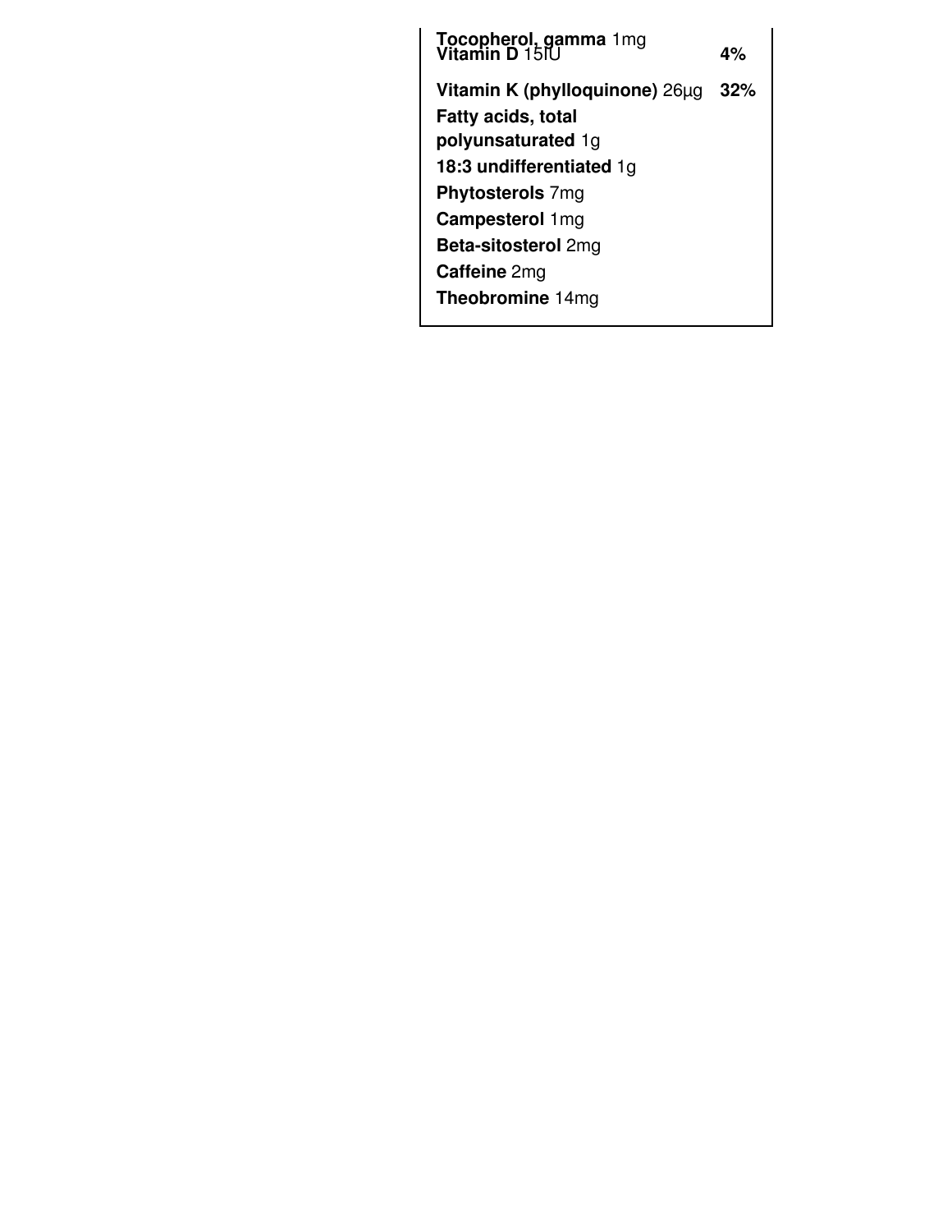| | |
|---|---|
| **Tocopherol, gamma** 1mg | |
| **Vitamin D** 15IU | **4%** |
| **Vitamin K (phylloquinone)** 26µg | **32%** |
| **Fatty acids, total polyunsaturated** 1g | |
| **18:3 undifferentiated** 1g | |
| **Phytosterols** 7mg | |
| **Campesterol** 1mg | |
| **Beta-sitosterol** 2mg | |
| **Caffeine** 2mg | |
| **Theobromine** 14mg | |